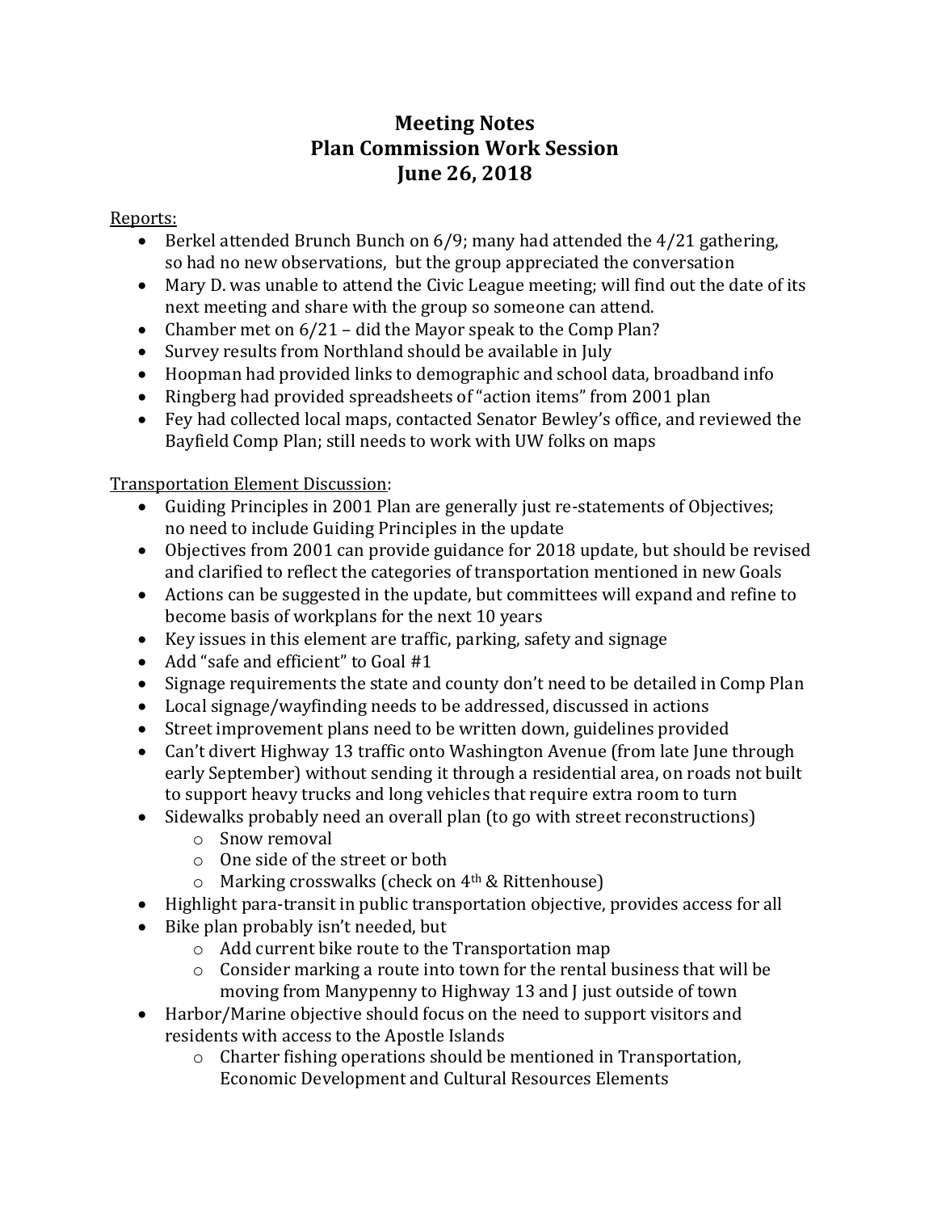# Meeting Notes
# Plan Commission Work Session
# June 26, 2018

Reports:

- Berkel attended Brunch Bunch on 6/9; many had attended the 4/21 gathering, so had no new observations, but the group appreciated the conversation
- Mary D. was unable to attend the Civic League meeting; will find out the date of its next meeting and share with the group so someone can attend.
- Chamber met on 6/21 – did the Mayor speak to the Comp Plan?
- Survey results from Northland should be available in July
- Hoopman had provided links to demographic and school data, broadband info
- Ringberg had provided spreadsheets of "action items" from 2001 plan
- Fey had collected local maps, contacted Senator Bewley's office, and reviewed the Bayfield Comp Plan; still needs to work with UW folks on maps

Transportation Element Discussion:

- Guiding Principles in 2001 Plan are generally just re-statements of Objectives; no need to include Guiding Principles in the update
- Objectives from 2001 can provide guidance for 2018 update, but should be revised and clarified to reflect the categories of transportation mentioned in new Goals
- Actions can be suggested in the update, but committees will expand and refine to become basis of workplans for the next 10 years
- Key issues in this element are traffic, parking, safety and signage
- Add "safe and efficient" to Goal #1
- Signage requirements the state and county don't need to be detailed in Comp Plan
- Local signage/wayfinding needs to be addressed, discussed in actions
- Street improvement plans need to be written down, guidelines provided
- Can't divert Highway 13 traffic onto Washington Avenue (from late June through early September) without sending it through a residential area, on roads not built to support heavy trucks and long vehicles that require extra room to turn
- Sidewalks probably need an overall plan (to go with street reconstructions)
  - Snow removal
  - One side of the street or both
  - Marking crosswalks (check on 4th & Rittenhouse)
- Highlight para-transit in public transportation objective, provides access for all
- Bike plan probably isn't needed, but
  - Add current bike route to the Transportation map
  - Consider marking a route into town for the rental business that will be moving from Manypenny to Highway 13 and J just outside of town
- Harbor/Marine objective should focus on the need to support visitors and residents with access to the Apostle Islands
  - Charter fishing operations should be mentioned in Transportation, Economic Development and Cultural Resources Elements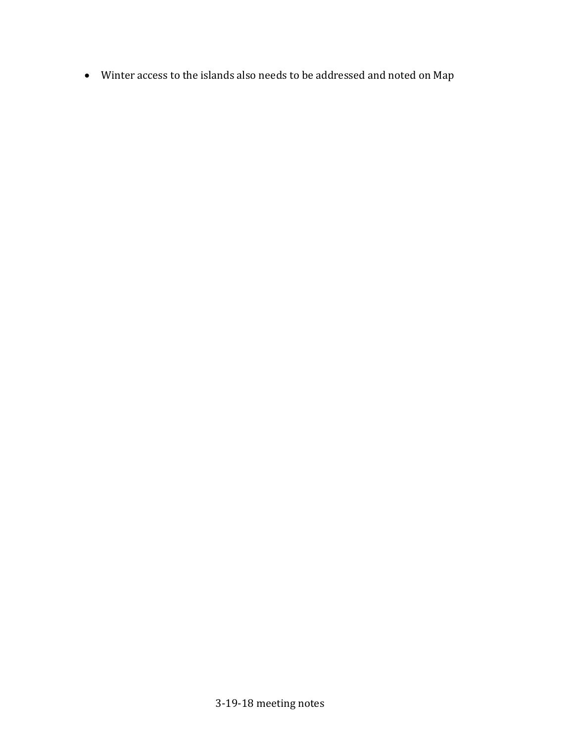- Winter access to the islands also needs to be addressed and noted on Map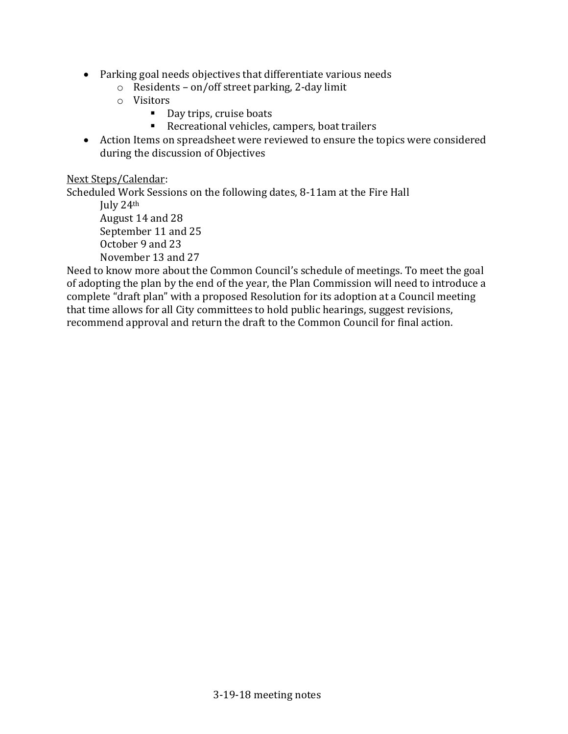- Parking goal needs objectives that differentiate various needs
  - Residents – on/off street parking, 2-day limit
  - Visitors
    - Day trips, cruise boats
    - Recreational vehicles, campers, boat trailers
- Action Items on spreadsheet were reviewed to ensure the topics were considered during the discussion of Objectives

<u>Next Steps/Calendar</u>:

Scheduled Work Sessions on the following dates, 8-11am at the Fire Hall

July 24th
August 14 and 28
September 11 and 25
October 9 and 23
November 13 and 27

Need to know more about the Common Council's schedule of meetings. To meet the goal of adopting the plan by the end of the year, the Plan Commission will need to introduce a complete "draft plan" with a proposed Resolution for its adoption at a Council meeting that time allows for all City committees to hold public hearings, suggest revisions, recommend approval and return the draft to the Common Council for final action.